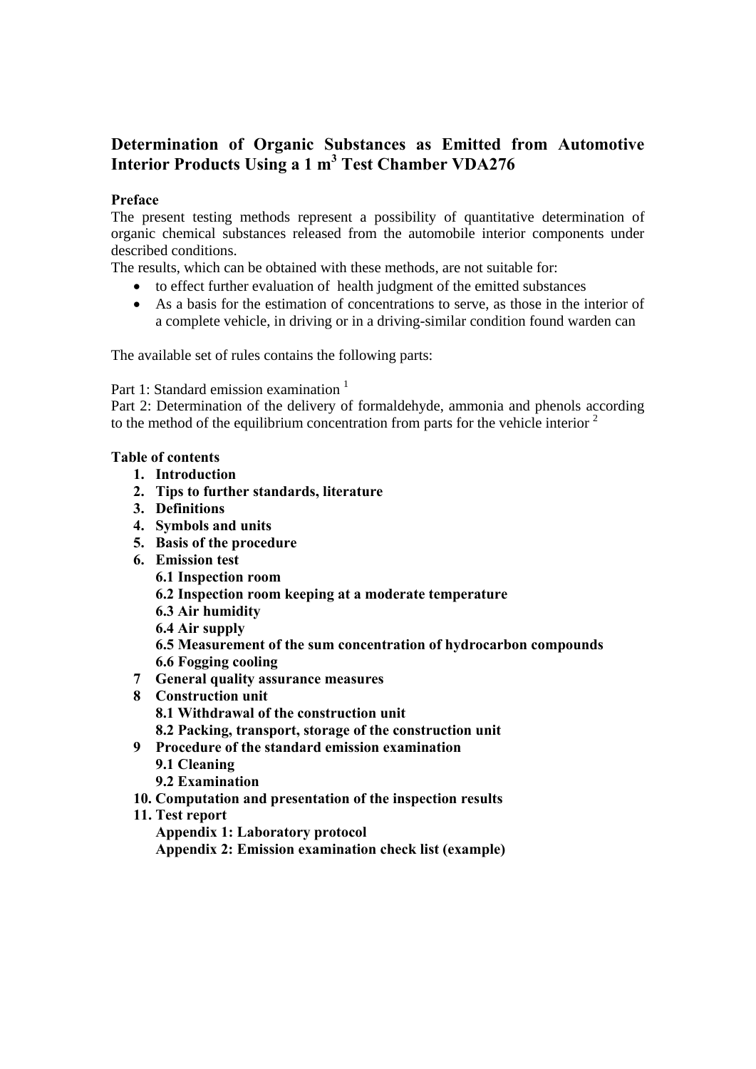# Determination of Organic Substances as Emitted from Automotive Interior Products Using a 1 $m^3$ Test Chamber VDA276

**Preface**

The present testing methods represent a possibility of quantitative determination of organic chemical substances released from the automobile interior components under described conditions.

The results, which can be obtained with these methods, are not suitable for:

- to effect further evaluation of health judgment of the emitted substances
- As a basis for the estimation of concentrations to serve, as those in the interior of a complete vehicle, in driving or in a driving-similar condition found warden can

The available set of rules contains the following parts:

Part 1: Standard emission examination [1]

Part 2: Determination of the delivery of formaldehyde, ammonia and phenols according to the method of the equilibrium concentration from parts for the vehicle interior [2]

**Table of contents**

1. **Introduction**
2. **Tips to further standards, literature**
3. **Definitions**
4. **Symbols and units**
5. **Basis of the procedure**
6. **Emission test**
   - **6.1 Inspection room**
   - **6.2 Inspection room keeping at a moderate temperature**
   - **6.3 Air humidity**
   - **6.4 Air supply**
   - **6.5 Measurement of the sum concentration of hydrocarbon compounds**
   - **6.6 Fogging cooling**
7. **General quality assurance measures**
8. **Construction unit**
   - **8.1 Withdrawal of the construction unit**
   - **8.2 Packing, transport, storage of the construction unit**
9. **Procedure of the standard emission examination**
   - **9.1 Cleaning**
   - **9.2 Examination**
10. **Computation and presentation of the inspection results**
11. **Test report**
    - **Appendix 1: Laboratory protocol**
    - **Appendix 2: Emission examination check list (example)**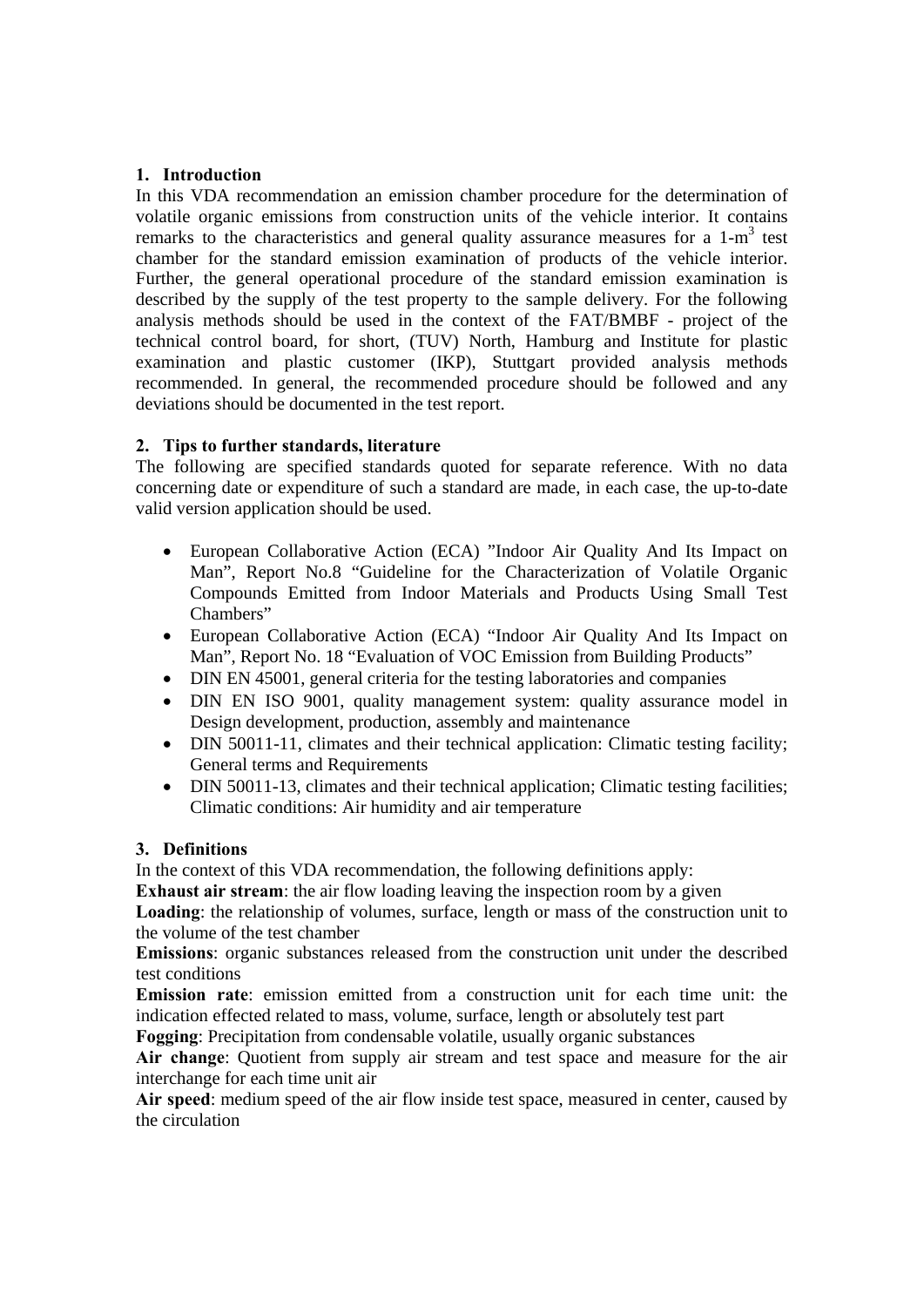## 1. Introduction

In this VDA recommendation an emission chamber procedure for the determination of volatile organic emissions from construction units of the vehicle interior. It contains remarks to the characteristics and general quality assurance measures for a 1-m$^3$ test chamber for the standard emission examination of products of the vehicle interior. Further, the general operational procedure of the standard emission examination is described by the supply of the test property to the sample delivery. For the following analysis methods should be used in the context of the FAT/BMBF - project of the technical control board, for short, (TUV) North, Hamburg and Institute for plastic examination and plastic customer (IKP), Stuttgart provided analysis methods recommended. In general, the recommended procedure should be followed and any deviations should be documented in the test report.

## 2. Tips to further standards, literature

The following are specified standards quoted for separate reference. With no data concerning date or expenditure of such a standard are made, in each case, the up-to-date valid version application should be used.

- European Collaborative Action (ECA) "Indoor Air Quality And Its Impact on Man", Report No.8 "Guideline for the Characterization of Volatile Organic Compounds Emitted from Indoor Materials and Products Using Small Test Chambers"
- European Collaborative Action (ECA) "Indoor Air Quality And Its Impact on Man", Report No. 18 "Evaluation of VOC Emission from Building Products"
- DIN EN 45001, general criteria for the testing laboratories and companies
- DIN EN ISO 9001, quality management system: quality assurance model in Design development, production, assembly and maintenance
- DIN 50011-11, climates and their technical application: Climatic testing facility; General terms and Requirements
- DIN 50011-13, climates and their technical application; Climatic testing facilities; Climatic conditions: Air humidity and air temperature

## 3. Definitions

In the context of this VDA recommendation, the following definitions apply:

**Exhaust air stream**: the air flow loading leaving the inspection room by a given

**Loading**: the relationship of volumes, surface, length or mass of the construction unit to the volume of the test chamber

**Emissions**: organic substances released from the construction unit under the described test conditions

**Emission rate**: emission emitted from a construction unit for each time unit: the indication effected related to mass, volume, surface, length or absolutely test part

**Fogging**: Precipitation from condensable volatile, usually organic substances

**Air change**: Quotient from supply air stream and test space and measure for the air interchange for each time unit air

**Air speed**: medium speed of the air flow inside test space, measured in center, caused by the circulation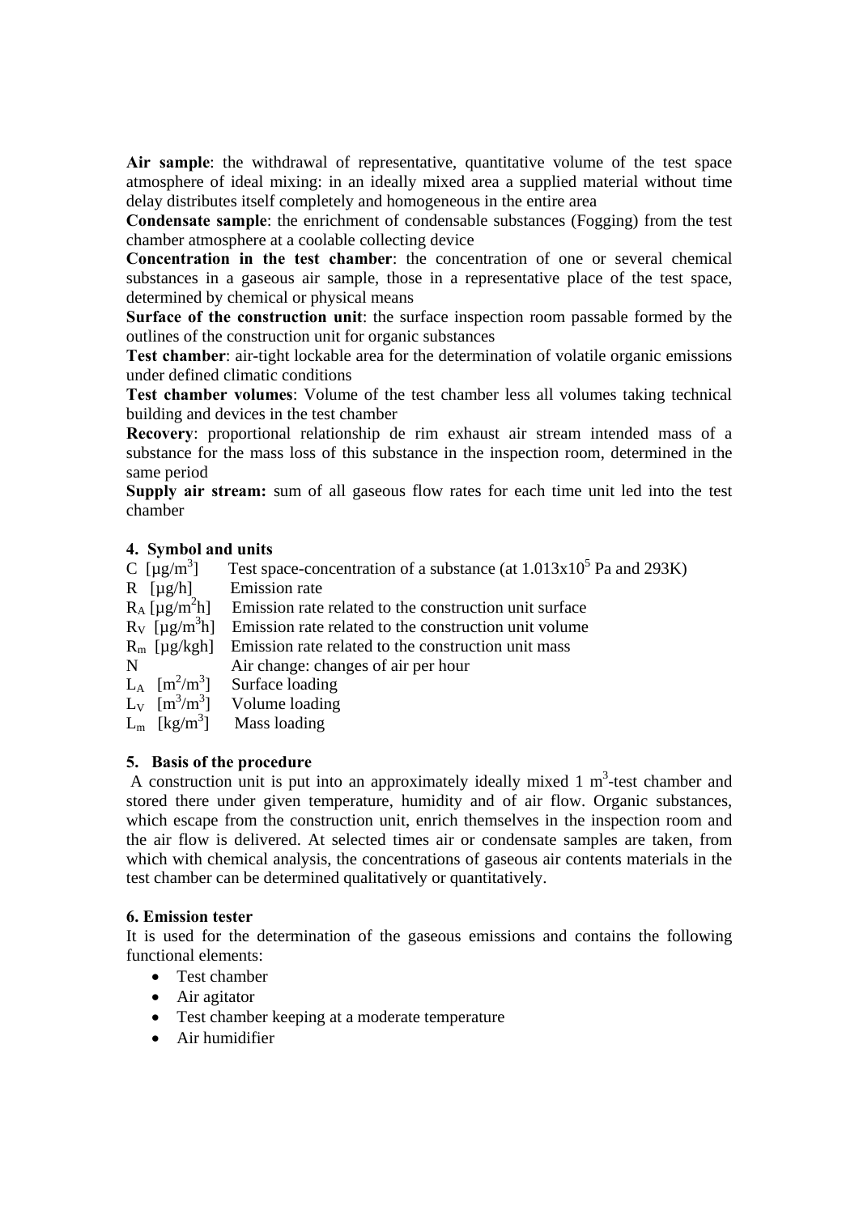**Air sample**: the withdrawal of representative, quantitative volume of the test space atmosphere of ideal mixing: in an ideally mixed area a supplied material without time delay distributes itself completely and homogeneous in the entire area

**Condensate sample**: the enrichment of condensable substances (Fogging) from the test chamber atmosphere at a coolable collecting device

**Concentration in the test chamber**: the concentration of one or several chemical substances in a gaseous air sample, those in a representative place of the test space, determined by chemical or physical means

**Surface of the construction unit**: the surface inspection room passable formed by the outlines of the construction unit for organic substances

**Test chamber**: air-tight lockable area for the determination of volatile organic emissions under defined climatic conditions

**Test chamber volumes**: Volume of the test chamber less all volumes taking technical building and devices in the test chamber

**Recovery**: proportional relationship de rim exhaust air stream intended mass of a substance for the mass loss of this substance in the inspection room, determined in the same period

**Supply air stream:** sum of all gaseous flow rates for each time unit led into the test chamber

## 4. Symbol and units

$C$ [µg/m$^3$] Test space-concentration of a substance (at $1.013 \times 10^5$ Pa and 293K)
$R$ [µg/h] Emission rate
$R_A$ [µg/m$^2$h] Emission rate related to the construction unit surface
$R_V$ [µg/m$^3$h] Emission rate related to the construction unit volume
$R_m$ [µg/kgh] Emission rate related to the construction unit mass
$N$ Air change: changes of air per hour
$L_A$ [m$^2$/m$^3$] Surface loading
$L_V$ [m$^3$/m$^3$] Volume loading
$L_m$ [kg/m$^3$] Mass loading

## 5. Basis of the procedure

A construction unit is put into an approximately ideally mixed 1 m$^3$-test chamber and stored there under given temperature, humidity and of air flow. Organic substances, which escape from the construction unit, enrich themselves in the inspection room and the air flow is delivered. At selected times air or condensate samples are taken, from which with chemical analysis, the concentrations of gaseous air contents materials in the test chamber can be determined qualitatively or quantitatively.

## 6. Emission tester

It is used for the determination of the gaseous emissions and contains the following functional elements:

- Test chamber
- Air agitator
- Test chamber keeping at a moderate temperature
- Air humidifier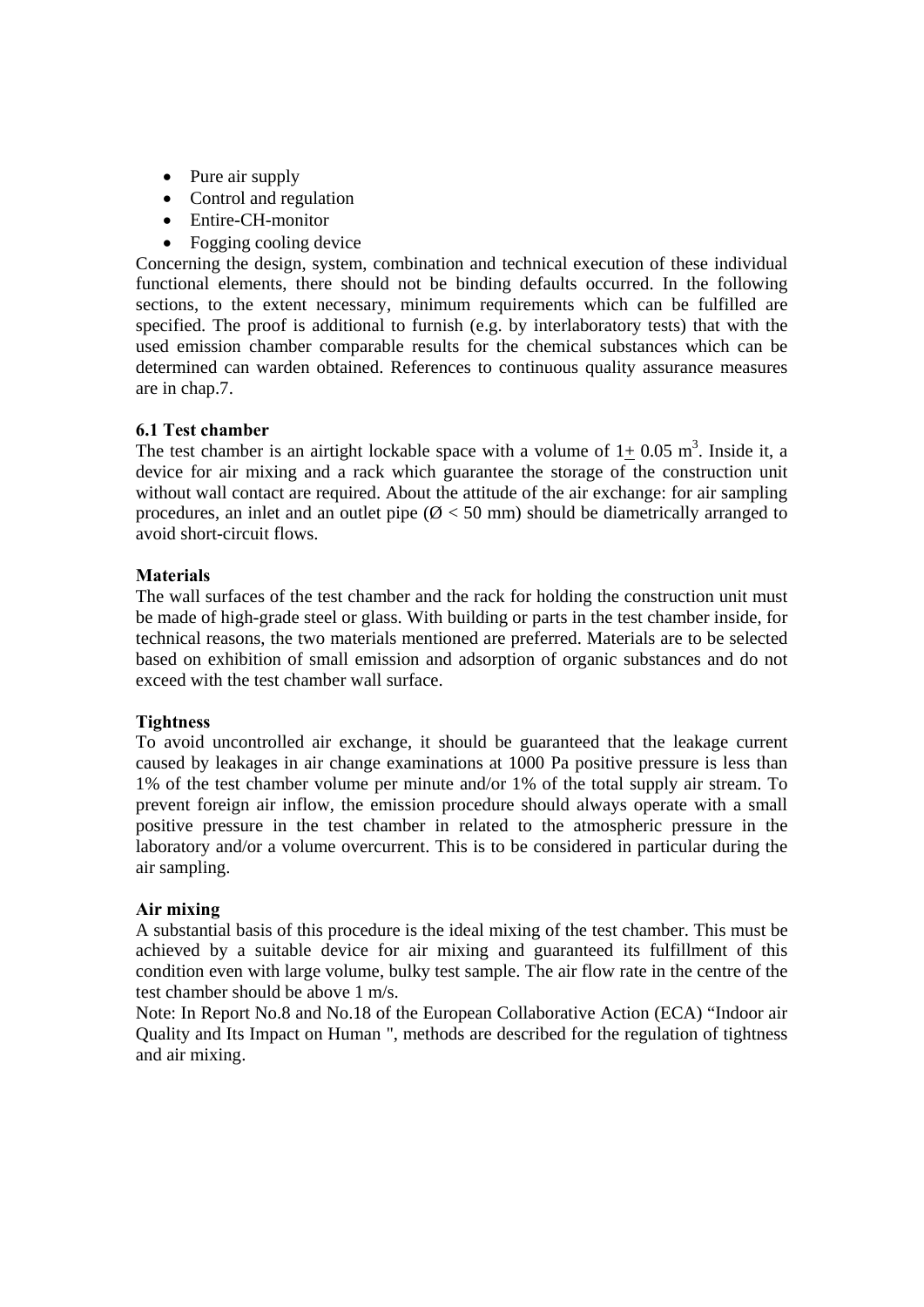- Pure air supply
- Control and regulation
- Entire-CH-monitor
- Fogging cooling device

Concerning the design, system, combination and technical execution of these individual functional elements, there should not be binding defaults occurred. In the following sections, to the extent necessary, minimum requirements which can be fulfilled are specified. The proof is additional to furnish (e.g. by interlaboratory tests) that with the used emission chamber comparable results for the chemical substances which can be determined can warden obtained. References to continuous quality assurance measures are in chap.7.

**6.1 Test chamber**

The test chamber is an airtight lockable space with a volume of $1 \pm 0.05$ $m^3$. Inside it, a device for air mixing and a rack which guarantee the storage of the construction unit without wall contact are required. About the attitude of the air exchange: for air sampling procedures, an inlet and an outlet pipe (Ø < 50 mm) should be diametrically arranged to avoid short-circuit flows.

**Materials**

The wall surfaces of the test chamber and the rack for holding the construction unit must be made of high-grade steel or glass. With building or parts in the test chamber inside, for technical reasons, the two materials mentioned are preferred. Materials are to be selected based on exhibition of small emission and adsorption of organic substances and do not exceed with the test chamber wall surface.

**Tightness**

To avoid uncontrolled air exchange, it should be guaranteed that the leakage current caused by leakages in air change examinations at 1000 Pa positive pressure is less than 1% of the test chamber volume per minute and/or 1% of the total supply air stream. To prevent foreign air inflow, the emission procedure should always operate with a small positive pressure in the test chamber in related to the atmospheric pressure in the laboratory and/or a volume overcurrent. This is to be considered in particular during the air sampling.

**Air mixing**

A substantial basis of this procedure is the ideal mixing of the test chamber. This must be achieved by a suitable device for air mixing and guaranteed its fulfillment of this condition even with large volume, bulky test sample. The air flow rate in the centre of the test chamber should be above 1 m/s.

Note: In Report No.8 and No.18 of the European Collaborative Action (ECA) "Indoor air Quality and Its Impact on Human ", methods are described for the regulation of tightness and air mixing.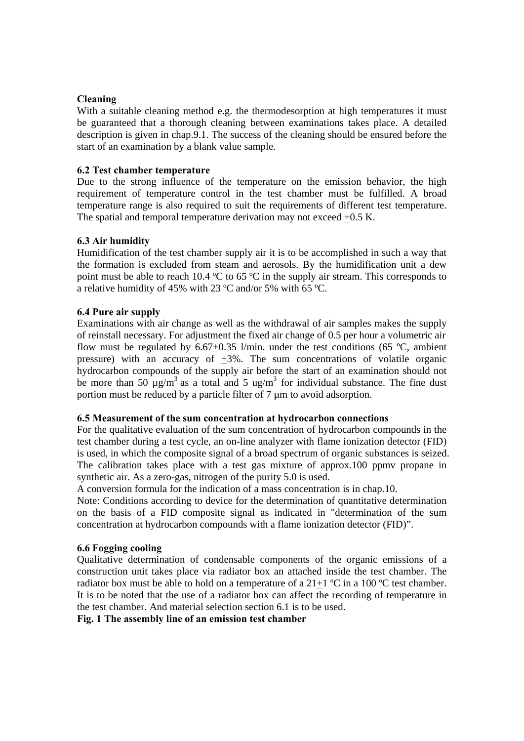**Cleaning**

With a suitable cleaning method e.g. the thermodesorption at high temperatures it must be guaranteed that a thorough cleaning between examinations takes place. A detailed description is given in chap.9.1. The success of the cleaning should be ensured before the start of an examination by a blank value sample.

### 6.2 Test chamber temperature

Due to the strong influence of the temperature on the emission behavior, the high requirement of temperature control in the test chamber must be fulfilled. A broad temperature range is also required to suit the requirements of different test temperature. The spatial and temporal temperature derivation may not exceed $\pm$0.5 K.

### 6.3 Air humidity

Humidification of the test chamber supply air it is to be accomplished in such a way that the formation is excluded from steam and aerosols. By the humidification unit a dew point must be able to reach 10.4 ºC to 65 ºC in the supply air stream. This corresponds to a relative humidity of 45% with 23 ºC and/or 5% with 65 ºC.

### 6.4 Pure air supply

Examinations with air change as well as the withdrawal of air samples makes the supply of reinstall necessary. For adjustment the fixed air change of 0.5 per hour a volumetric air flow must be regulated by 6.67$\pm$0.35 l/min. under the test conditions (65 ºC, ambient pressure) with an accuracy of $\pm$3%. The sum concentrations of volatile organic hydrocarbon compounds of the supply air before the start of an examination should not be more than 50 $\mu g/m^3$ as a total and 5 $ug/m^3$ for individual substance. The fine dust portion must be reduced by a particle filter of 7 µm to avoid adsorption.

### 6.5 Measurement of the sum concentration at hydrocarbon connections

For the qualitative evaluation of the sum concentration of hydrocarbon compounds in the test chamber during a test cycle, an on-line analyzer with flame ionization detector (FID) is used, in which the composite signal of a broad spectrum of organic substances is seized. The calibration takes place with a test gas mixture of approx.100 ppmv propane in synthetic air. As a zero-gas, nitrogen of the purity 5.0 is used.

A conversion formula for the indication of a mass concentration is in chap.10.

Note: Conditions according to device for the determination of quantitative determination on the basis of a FID composite signal as indicated in "determination of the sum concentration at hydrocarbon compounds with a flame ionization detector (FID)".

### 6.6 Fogging cooling

Qualitative determination of condensable components of the organic emissions of a construction unit takes place via radiator box an attached inside the test chamber. The radiator box must be able to hold on a temperature of a 21$\pm$1 ºC in a 100 ºC test chamber. It is to be noted that the use of a radiator box can affect the recording of temperature in the test chamber. And material selection section 6.1 is to be used.

**Fig. 1 The assembly line of an emission test chamber**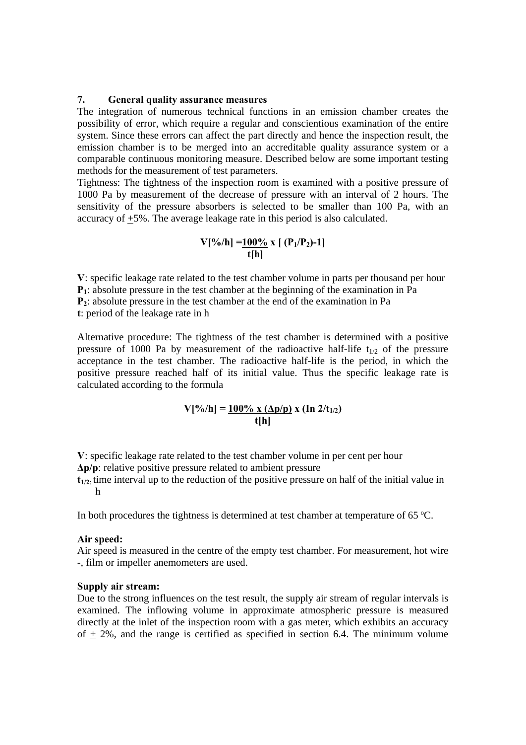## 7. General quality assurance measures

The integration of numerous technical functions in an emission chamber creates the possibility of error, which require a regular and conscientious examination of the entire system. Since these errors can affect the part directly and hence the inspection result, the emission chamber is to be merged into an accreditable quality assurance system or a comparable continuous monitoring measure. Described below are some important testing methods for the measurement of test parameters.

Tightness: The tightness of the inspection room is examined with a positive pressure of 1000 Pa by measurement of the decrease of pressure with an interval of 2 hours. The sensitivity of the pressure absorbers is selected to be smaller than 100 Pa, with an accuracy of ±5%. The average leakage rate in this period is also calculated.

$$\mathbf{V[\%/h] = \frac{100\%}{t[h]} \times [\,(P_1/P_2)-1]}$$

**V**: specific leakage rate related to the test chamber volume in parts per thousand per hour
**$P_1$**: absolute pressure in the test chamber at the beginning of the examination in Pa
**$P_2$**: absolute pressure in the test chamber at the end of the examination in Pa
**t**: period of the leakage rate in h

Alternative procedure: The tightness of the test chamber is determined with a positive pressure of 1000 Pa by measurement of the radioactive half-life $t_{1/2}$ of the pressure acceptance in the test chamber. The radioactive half-life is the period, in which the positive pressure reached half of its initial value. Thus the specific leakage rate is calculated according to the formula

$$\mathbf{V[\%/h] = \frac{100\% \times (\Delta p/p)}{t[h]} \times (In\ 2/t_{1/2})}$$

**V**: specific leakage rate related to the test chamber volume in per cent per hour
**$\Delta p/p$**: relative positive pressure related to ambient pressure
**$t_{1/2}$**: time interval up to the reduction of the positive pressure on half of the initial value in h

In both procedures the tightness is determined at test chamber at temperature of 65 ºC.

**Air speed:**
Air speed is measured in the centre of the empty test chamber. For measurement, hot wire -, film or impeller anemometers are used.

**Supply air stream:**
Due to the strong influences on the test result, the supply air stream of regular intervals is examined. The inflowing volume in approximate atmospheric pressure is measured directly at the inlet of the inspection room with a gas meter, which exhibits an accuracy of ± 2%, and the range is certified as specified in section 6.4. The minimum volume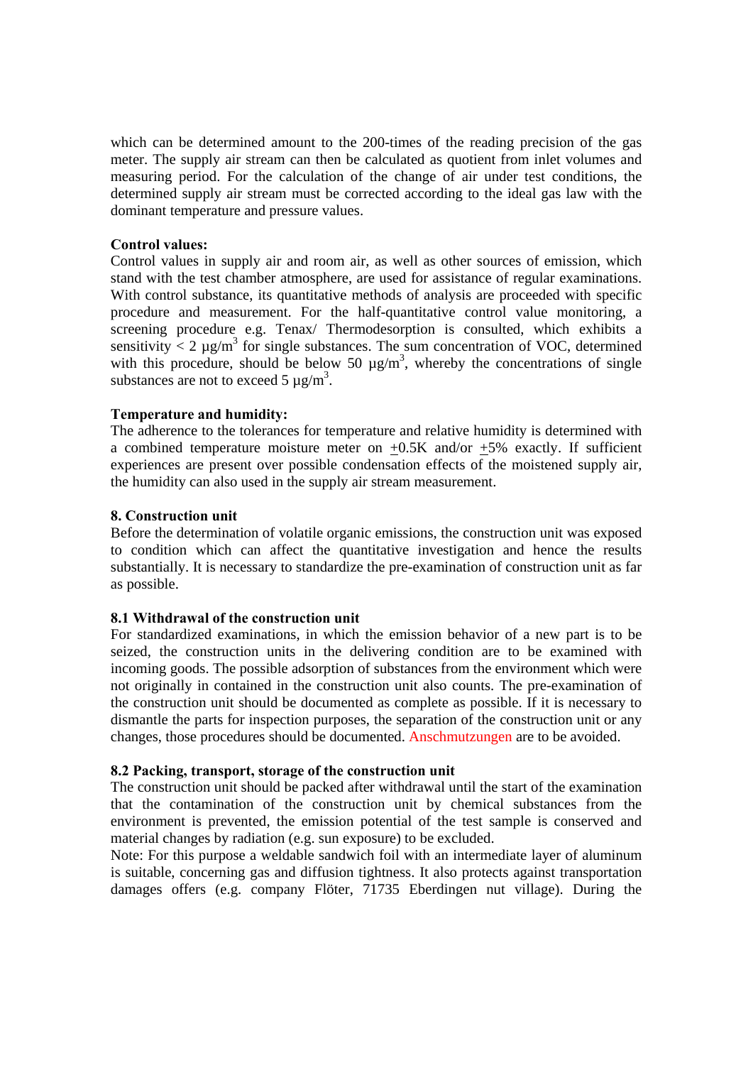which can be determined amount to the 200-times of the reading precision of the gas meter. The supply air stream can then be calculated as quotient from inlet volumes and measuring period. For the calculation of the change of air under test conditions, the determined supply air stream must be corrected according to the ideal gas law with the dominant temperature and pressure values.

**Control values:**
Control values in supply air and room air, as well as other sources of emission, which stand with the test chamber atmosphere, are used for assistance of regular examinations. With control substance, its quantitative methods of analysis are proceeded with specific procedure and measurement. For the half-quantitative control value monitoring, a screening procedure e.g. Tenax/ Thermodesorption is consulted, which exhibits a sensitivity $< 2\ \mu g/m^3$ for single substances. The sum concentration of VOC, determined with this procedure, should be below $50\ \mu g/m^3$, whereby the concentrations of single substances are not to exceed $5\ \mu g/m^3$.

**Temperature and humidity:**
The adherence to the tolerances for temperature and relative humidity is determined with a combined temperature moisture meter on $\pm 0.5K$ and/or $\pm 5\%$ exactly. If sufficient experiences are present over possible condensation effects of the moistened supply air, the humidity can also used in the supply air stream measurement.

**8. Construction unit**
Before the determination of volatile organic emissions, the construction unit was exposed to condition which can affect the quantitative investigation and hence the results substantially. It is necessary to standardize the pre-examination of construction unit as far as possible.

**8.1 Withdrawal of the construction unit**
For standardized examinations, in which the emission behavior of a new part is to be seized, the construction units in the delivering condition are to be examined with incoming goods. The possible adsorption of substances from the environment which were not originally in contained in the construction unit also counts. The pre-examination of the construction unit should be documented as complete as possible. If it is necessary to dismantle the parts for inspection purposes, the separation of the construction unit or any changes, those procedures should be documented. Anschmutzungen are to be avoided.

**8.2 Packing, transport, storage of the construction unit**
The construction unit should be packed after withdrawal until the start of the examination that the contamination of the construction unit by chemical substances from the environment is prevented, the emission potential of the test sample is conserved and material changes by radiation (e.g. sun exposure) to be excluded.
Note: For this purpose a weldable sandwich foil with an intermediate layer of aluminum is suitable, concerning gas and diffusion tightness. It also protects against transportation damages offers (e.g. company Flöter, 71735 Eberdingen nut village). During the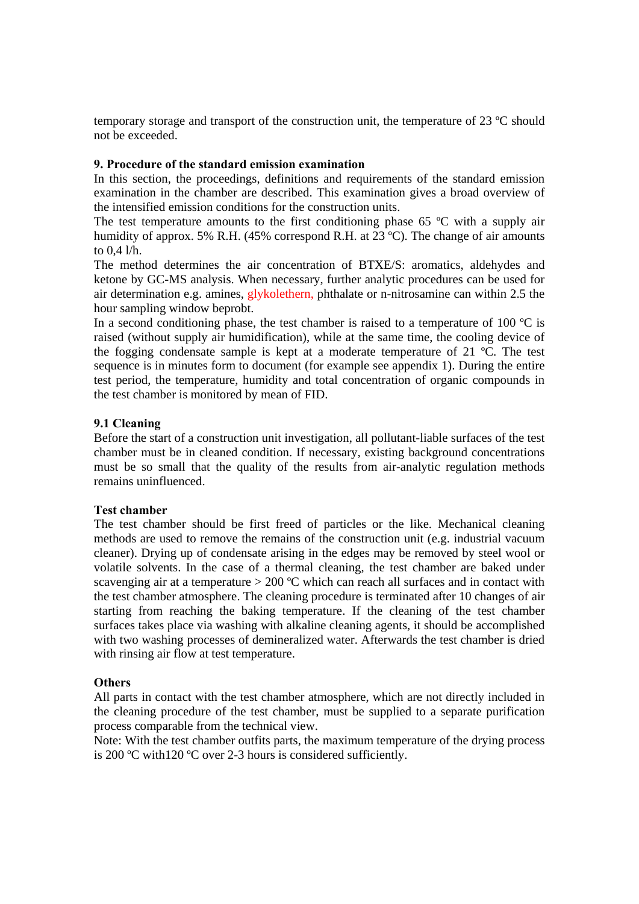temporary storage and transport of the construction unit, the temperature of 23 ºC should not be exceeded.

## 9. Procedure of the standard emission examination

In this section, the proceedings, definitions and requirements of the standard emission examination in the chamber are described. This examination gives a broad overview of the intensified emission conditions for the construction units.

The test temperature amounts to the first conditioning phase 65 ºC with a supply air humidity of approx. 5% R.H. (45% correspond R.H. at 23 ºC). The change of air amounts to 0,4 l/h.

The method determines the air concentration of BTXE/S: aromatics, aldehydes and ketone by GC-MS analysis. When necessary, further analytic procedures can be used for air determination e.g. amines, glykolethern, phthalate or n-nitrosamine can within 2.5 the hour sampling window beprobt.

In a second conditioning phase, the test chamber is raised to a temperature of 100 ºC is raised (without supply air humidification), while at the same time, the cooling device of the fogging condensate sample is kept at a moderate temperature of 21 ºC. The test sequence is in minutes form to document (for example see appendix 1). During the entire test period, the temperature, humidity and total concentration of organic compounds in the test chamber is monitored by mean of FID.

### 9.1 Cleaning

Before the start of a construction unit investigation, all pollutant-liable surfaces of the test chamber must be in cleaned condition. If necessary, existing background concentrations must be so small that the quality of the results from air-analytic regulation methods remains uninfluenced.

**Test chamber**

The test chamber should be first freed of particles or the like. Mechanical cleaning methods are used to remove the remains of the construction unit (e.g. industrial vacuum cleaner). Drying up of condensate arising in the edges may be removed by steel wool or volatile solvents. In the case of a thermal cleaning, the test chamber are baked under scavenging air at a temperature > 200 ºC which can reach all surfaces and in contact with the test chamber atmosphere. The cleaning procedure is terminated after 10 changes of air starting from reaching the baking temperature. If the cleaning of the test chamber surfaces takes place via washing with alkaline cleaning agents, it should be accomplished with two washing processes of demineralized water. Afterwards the test chamber is dried with rinsing air flow at test temperature.

**Others**

All parts in contact with the test chamber atmosphere, which are not directly included in the cleaning procedure of the test chamber, must be supplied to a separate purification process comparable from the technical view.

Note: With the test chamber outfits parts, the maximum temperature of the drying process is 200 ºC with120 ºC over 2-3 hours is considered sufficiently.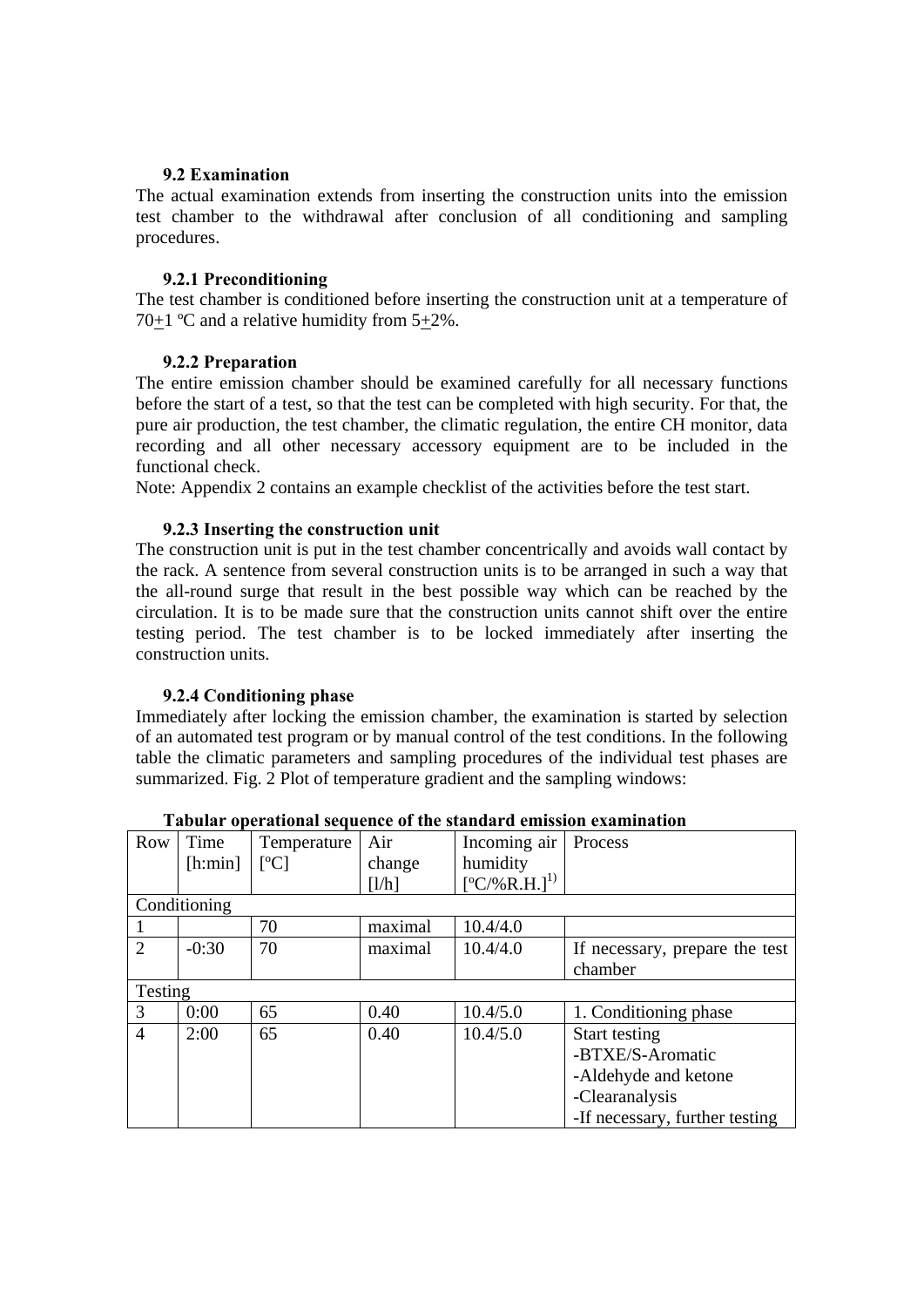### 9.2 Examination

The actual examination extends from inserting the construction units into the emission test chamber to the withdrawal after conclusion of all conditioning and sampling procedures.

#### 9.2.1 Preconditioning

The test chamber is conditioned before inserting the construction unit at a temperature of 70±1 ºC and a relative humidity from 5±2%.

#### 9.2.2 Preparation

The entire emission chamber should be examined carefully for all necessary functions before the start of a test, so that the test can be completed with high security. For that, the pure air production, the test chamber, the climatic regulation, the entire CH monitor, data recording and all other necessary accessory equipment are to be included in the functional check.

Note: Appendix 2 contains an example checklist of the activities before the test start.

#### 9.2.3 Inserting the construction unit

The construction unit is put in the test chamber concentrically and avoids wall contact by the rack. A sentence from several construction units is to be arranged in such a way that the all-round surge that result in the best possible way which can be reached by the circulation. It is to be made sure that the construction units cannot shift over the entire testing period. The test chamber is to be locked immediately after inserting the construction units.

#### 9.2.4 Conditioning phase

Immediately after locking the emission chamber, the examination is started by selection of an automated test program or by manual control of the test conditions. In the following table the climatic parameters and sampling procedures of the individual test phases are summarized. Fig. 2 Plot of temperature gradient and the sampling windows:

**Tabular operational sequence of the standard emission examination**

| Row | Time [h:min] | Temperature [ºC] | Air change [l/h] | Incoming air humidity [ºC/%R.H.][1)] | Process |
|---|---|---|---|---|---|
| Conditioning | | | | | |
| 1 | | 70 | maximal | 10.4/4.0 | |
| 2 | -0:30 | 70 | maximal | 10.4/4.0 | If necessary, prepare the test chamber |
| Testing | | | | | |
| 3 | 0:00 | 65 | 0.40 | 10.4/5.0 | 1. Conditioning phase |
| 4 | 2:00 | 65 | 0.40 | 10.4/5.0 | Start testing<br>-BTXE/S-Aromatic<br>-Aldehyde and ketone<br>-Clearanalysis<br>-If necessary, further testing |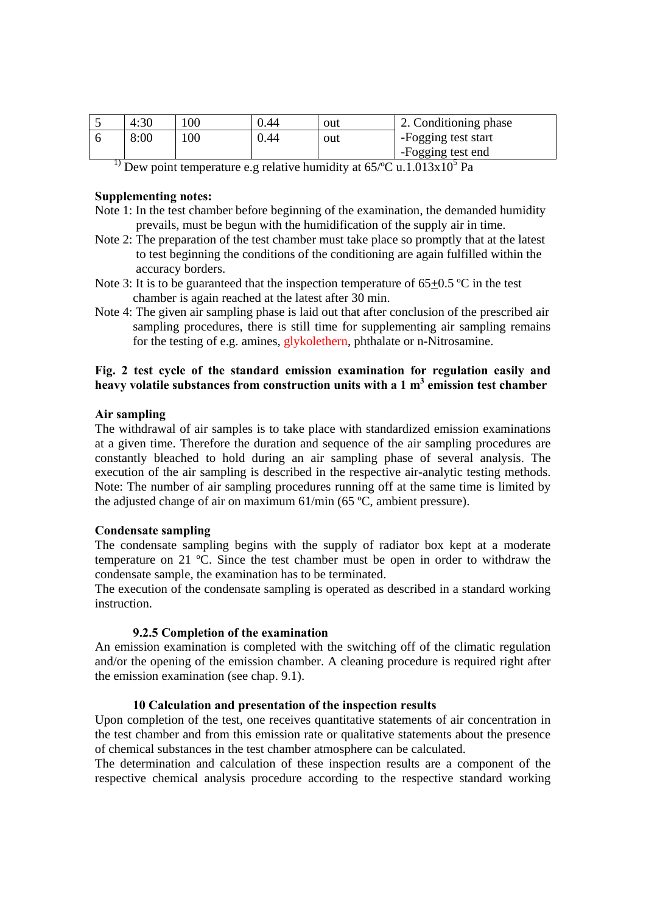| 5 | 4:30 | 100 | 0.44 | out | 2. Conditioning phase |
|---|---|---|---|---|---|
| 6 | 8:00 | 100 | 0.44 | out | -Fogging test start<br>-Fogging test end |

[1)] Dew point temperature e.g relative humidity at 65/ºC u.1.013x$10^5$ Pa

**Supplementing notes:**

Note 1: In the test chamber before beginning of the examination, the demanded humidity prevails, must be begun with the humidification of the supply air in time.

Note 2: The preparation of the test chamber must take place so promptly that at the latest to test beginning the conditions of the conditioning are again fulfilled within the accuracy borders.

Note 3: It is to be guaranteed that the inspection temperature of 65±0.5 ºC in the test chamber is again reached at the latest after 30 min.

Note 4: The given air sampling phase is laid out that after conclusion of the prescribed air sampling procedures, there is still time for supplementing air sampling remains for the testing of e.g. amines, glykolethern, phthalate or n-Nitrosamine.

**Fig. 2 test cycle of the standard emission examination for regulation easily and heavy volatile substances from construction units with a 1 m$^3$ emission test chamber**

**Air sampling**

The withdrawal of air samples is to take place with standardized emission examinations at a given time. Therefore the duration and sequence of the air sampling procedures are constantly bleached to hold during an air sampling phase of several analysis. The execution of the air sampling is described in the respective air-analytic testing methods.
Note: The number of air sampling procedures running off at the same time is limited by the adjusted change of air on maximum 61/min (65 ºC, ambient pressure).

**Condensate sampling**

The condensate sampling begins with the supply of radiator box kept at a moderate temperature on 21 ºC. Since the test chamber must be open in order to withdraw the condensate sample, the examination has to be terminated.
The execution of the condensate sampling is operated as described in a standard working instruction.

### 9.2.5 Completion of the examination

An emission examination is completed with the switching off of the climatic regulation and/or the opening of the emission chamber. A cleaning procedure is required right after the emission examination (see chap. 9.1).

## 10 Calculation and presentation of the inspection results

Upon completion of the test, one receives quantitative statements of air concentration in the test chamber and from this emission rate or qualitative statements about the presence of chemical substances in the test chamber atmosphere can be calculated.
The determination and calculation of these inspection results are a component of the respective chemical analysis procedure according to the respective standard working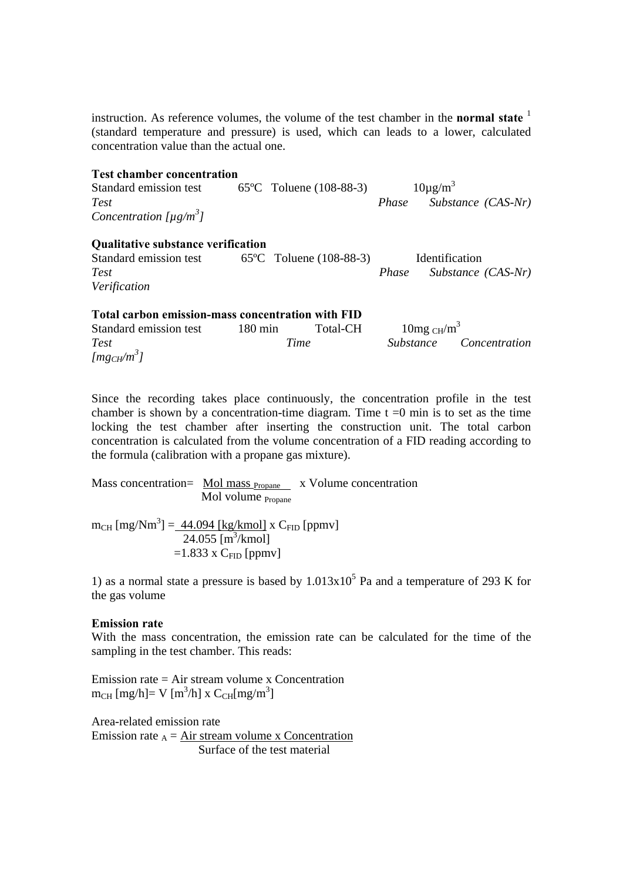instruction. As reference volumes, the volume of the test chamber in the **normal state** [1] (standard temperature and pressure) is used, which can leads to a lower, calculated concentration value than the actual one.

**Test chamber concentration**

| Standard emission test | 65ºC | Toluene (108-88-3) | 10µg/m$^3$ |
|---|---|---|---|
| *Test* | *Phase* | *Substance (CAS-Nr)* | *Concentration [µg/m$^3$]* |

**Qualitative substance verification**

| Standard emission test | 65ºC | Toluene (108-88-3) | Identification |
|---|---|---|---|
| *Test* | *Phase* | *Substance (CAS-Nr)* | *Verification* |

**Total carbon emission-mass concentration with FID**

| Standard emission test | 180 min | Total-CH | 10mg $_{CH}$/m$^3$ |
|---|---|---|---|
| *Test* | *Time* | *Substance* | *Concentration [mg$_{CH}$/m$^3$]* |

Since the recording takes place continuously, the concentration profile in the test chamber is shown by a concentration-time diagram. Time t =0 min is to set as the time locking the test chamber after inserting the construction unit. The total carbon concentration is calculated from the volume concentration of a FID reading according to the formula (calibration with a propane gas mixture).

$$\text{Mass concentration} = \frac{\text{Mol mass}_{\text{Propane}}}{\text{Mol volume}_{\text{Propane}}} \times \text{Volume concentration}$$

$$m_{CH}\,[\text{mg/Nm}^3] = \frac{44.094\,[\text{kg/kmol}]}{24.055\,[\text{m}^3/\text{kmol}]} \times C_{FID}\,[\text{ppmv}] = 1.833 \times C_{FID}\,[\text{ppmv}]$$

1) as a normal state a pressure is based by $1.013 \times 10^5$ Pa and a temperature of 293 K for the gas volume

**Emission rate**

With the mass concentration, the emission rate can be calculated for the time of the sampling in the test chamber. This reads:

Emission rate = Air stream volume x Concentration

$$m_{CH}\,[\text{mg/h}] = V\,[\text{m}^3/\text{h}] \times C_{CH}[\text{mg/m}^3]$$

Area-related emission rate

$$\text{Emission rate}_A = \frac{\text{Air stream volume x Concentration}}{\text{Surface of the test material}}$$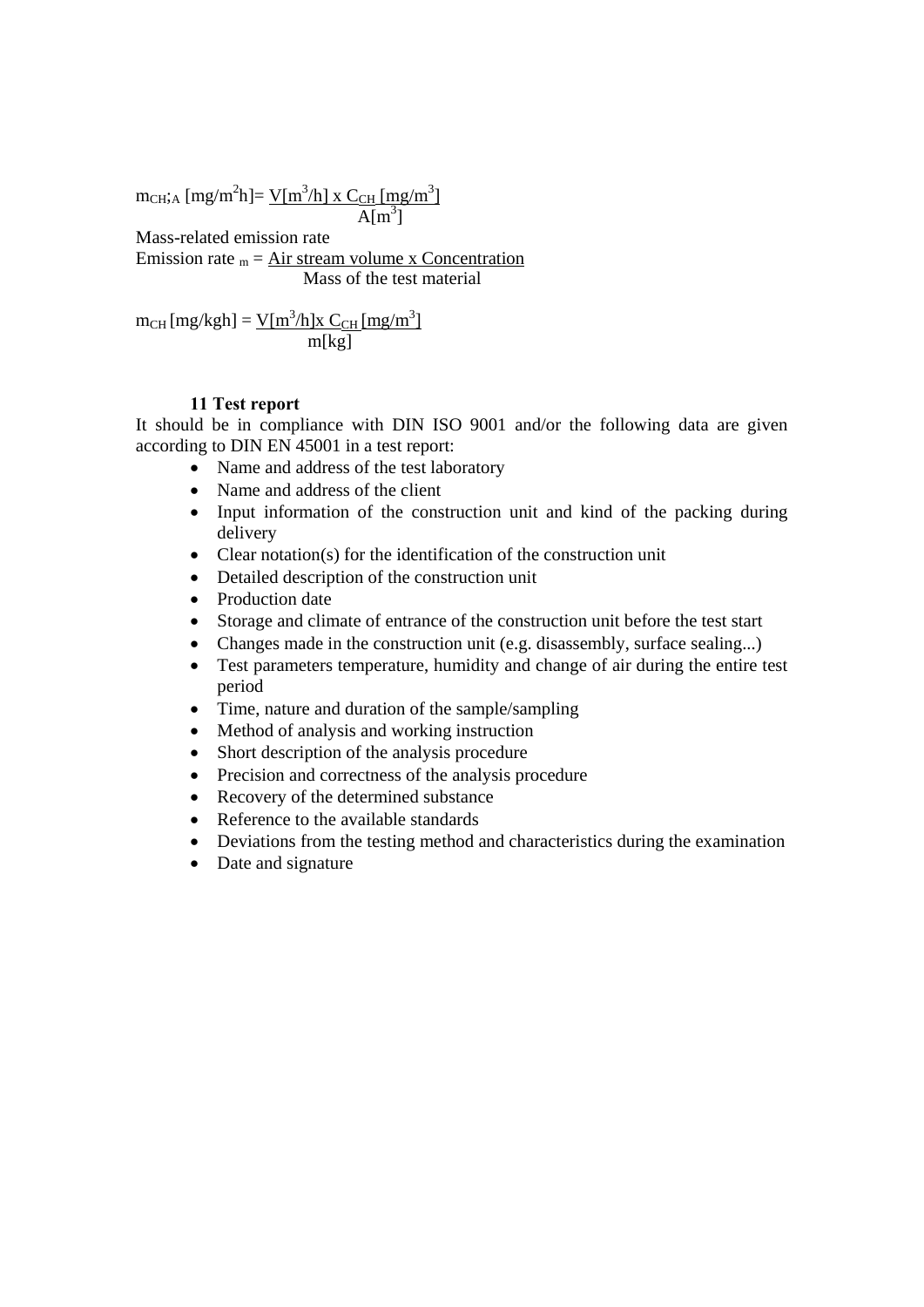$$m_{CH;A}\,[mg/m^2h] = \frac{V[m^3/h] \times C_{CH}\,[mg/m^3]}{A[m^3]}$$

Mass-related emission rate

$$\text{Emission rate}_{m} = \frac{\text{Air stream volume x Concentration}}{\text{Mass of the test material}}$$

$$m_{CH}\,[mg/kgh] = \frac{V[m^3/h] \times C_{CH}\,[mg/m^3]}{m[kg]}$$

### 11 Test report

It should be in compliance with DIN ISO 9001 and/or the following data are given according to DIN EN 45001 in a test report:

- Name and address of the test laboratory
- Name and address of the client
- Input information of the construction unit and kind of the packing during delivery
- Clear notation(s) for the identification of the construction unit
- Detailed description of the construction unit
- Production date
- Storage and climate of entrance of the construction unit before the test start
- Changes made in the construction unit (e.g. disassembly, surface sealing...)
- Test parameters temperature, humidity and change of air during the entire test period
- Time, nature and duration of the sample/sampling
- Method of analysis and working instruction
- Short description of the analysis procedure
- Precision and correctness of the analysis procedure
- Recovery of the determined substance
- Reference to the available standards
- Deviations from the testing method and characteristics during the examination
- Date and signature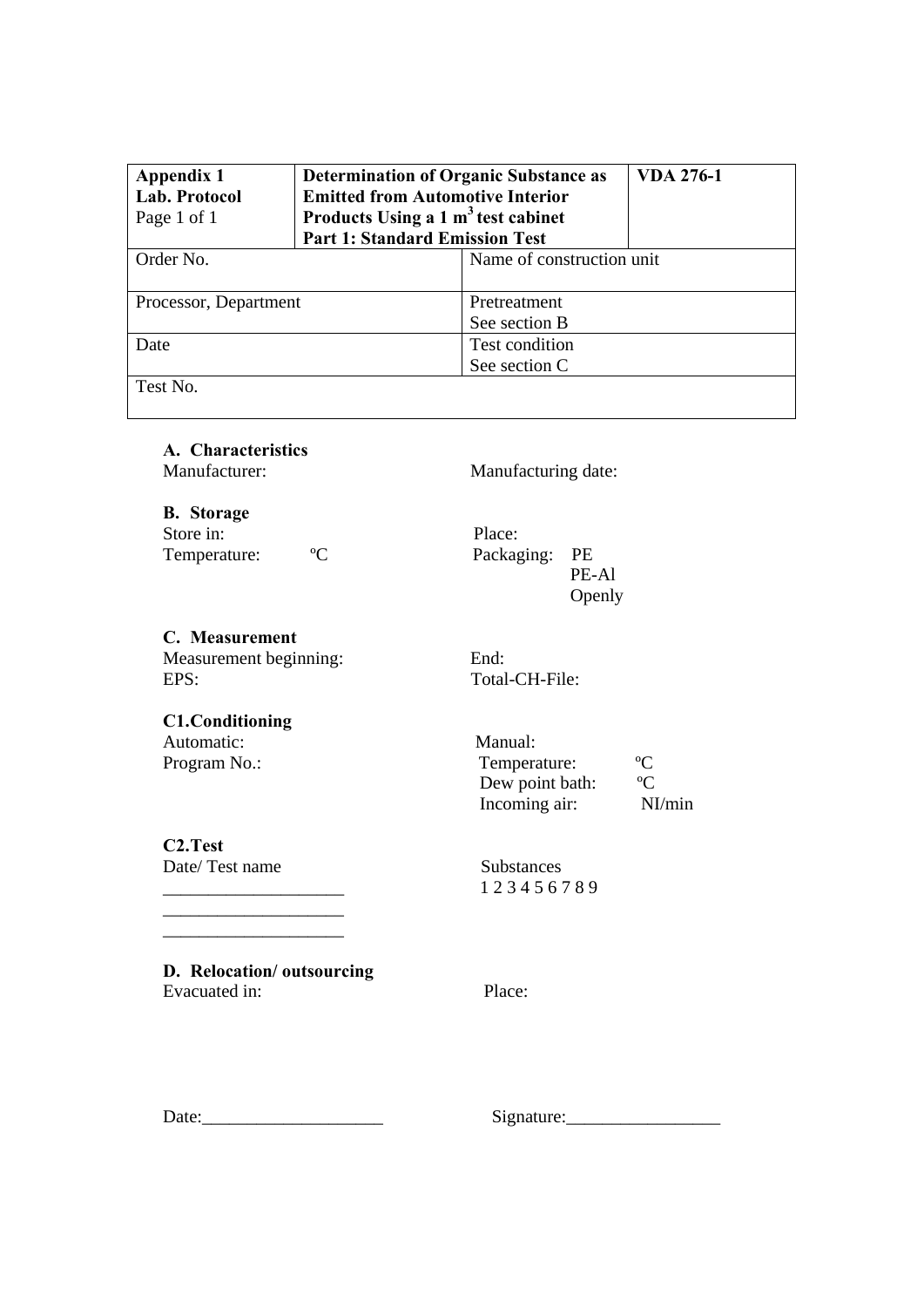| Appendix 1<br>**Lab. Protocol**<br>Page 1 of 1 | **Determination of Organic Substance as Emitted from Automotive Interior Products Using a 1 m$^3$ test cabinet**<br>**Part 1: Standard Emission Test** | | **VDA 276-1** |
|---|---|---|---|
| Order No. | | Name of construction unit | |
| Processor, Department | | Pretreatment<br>See section B | |
| Date | | Test condition<br>See section C | |
| Test No. | | | |

**A. Characteristics**

Manufacturer: Manufacturing date:

**B. Storage**

Store in: Place:

Temperature: ºC Packaging: PE

PE-Al

Openly

**C. Measurement**

Measurement beginning: End:

EPS: Total-CH-File:

**C1.Conditioning**

Automatic: Manual:

Program No.: Temperature: ºC

Dew point bath: ºC

Incoming air: Nl/min

**C2.Test**

Date/ Test name Substances

____________________ 1 2 3 4 5 6 7 8 9

____________________

____________________

**D. Relocation/ outsourcing**

Evacuated in: Place:

Date:____________________ Signature:_________________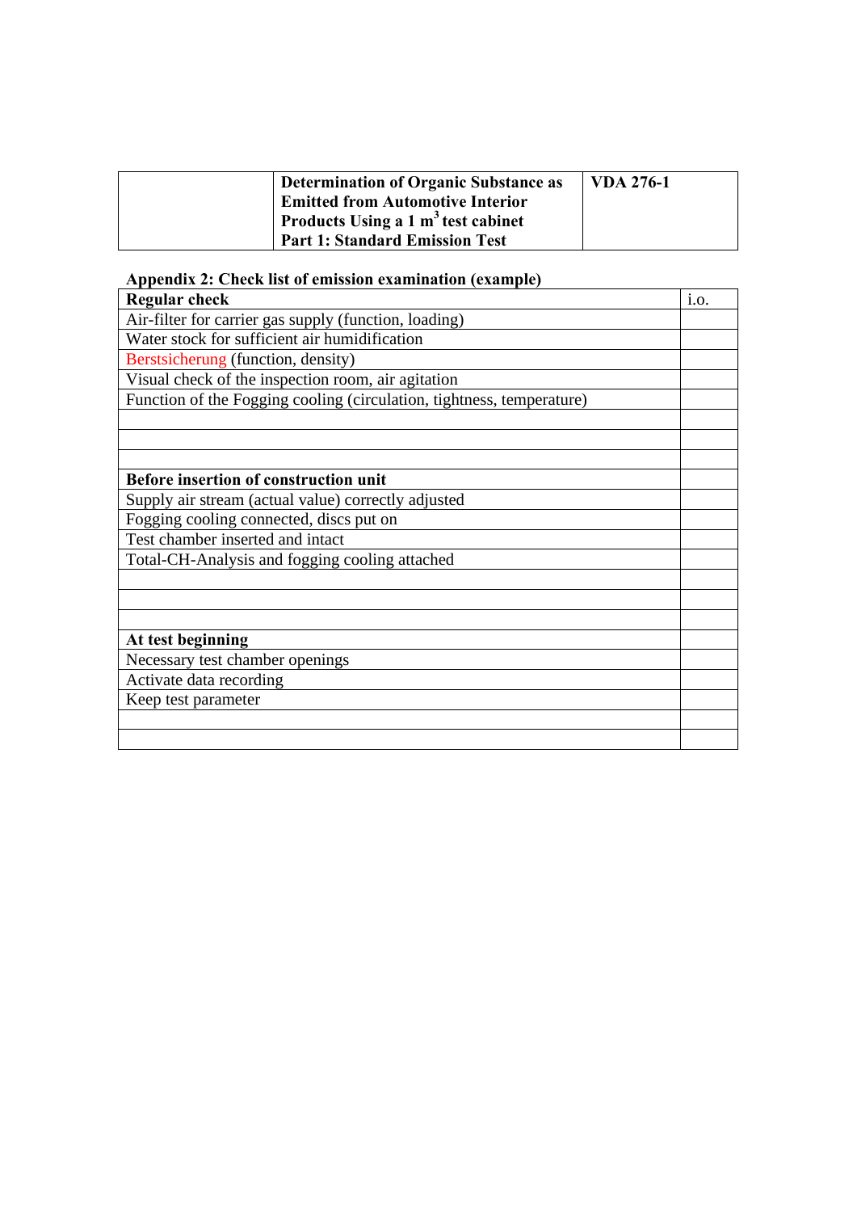## Appendix 2: Check list of emission examination (example)

| **Regular check** | i.o. |
|---|---|
| Air-filter for carrier gas supply (function, loading) | |
| Water stock for sufficient air humidification | |
| Berstsicherung (function, density) | |
| Visual check of the inspection room, air agitation | |
| Function of the Fogging cooling (circulation, tightness, temperature) | |
| | |
| | |
| | |
| **Before insertion of construction unit** | |
| Supply air stream (actual value) correctly adjusted | |
| Fogging cooling connected, discs put on | |
| Test chamber inserted and intact | |
| Total-CH-Analysis and fogging cooling attached | |
| | |
| | |
| | |
| **At test beginning** | |
| Necessary test chamber openings | |
| Activate data recording | |
| Keep test parameter | |
| | |
| | |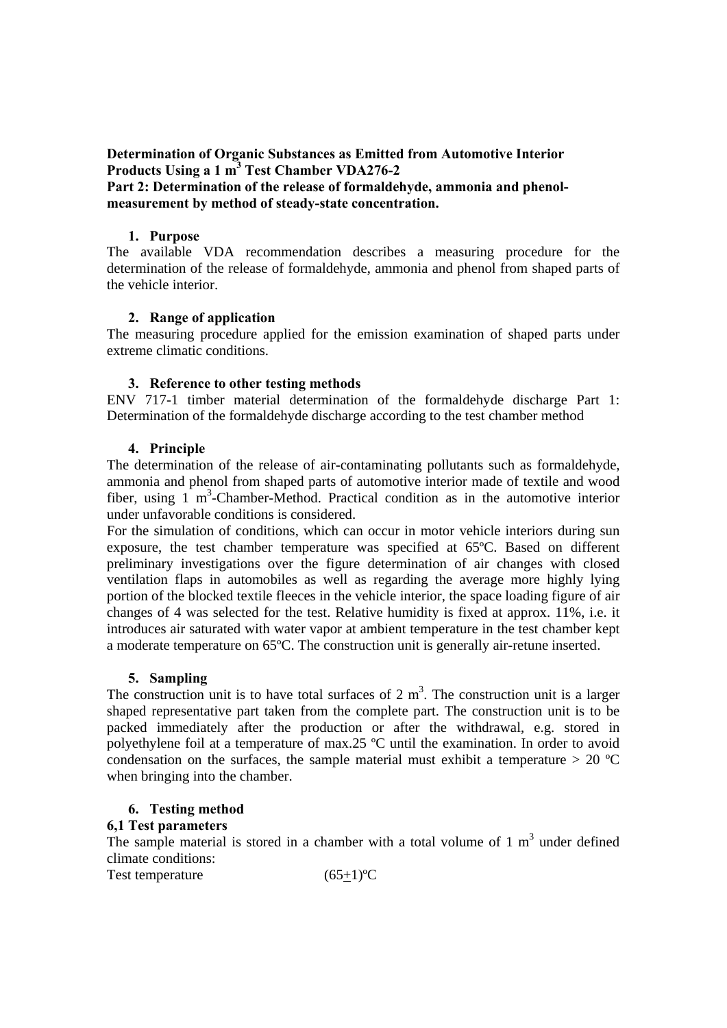**Determination of Organic Substances as Emitted from Automotive Interior Products Using a 1 m$^3$ Test Chamber VDA276-2**
**Part 2: Determination of the release of formaldehyde, ammonia and phenol-measurement by method of steady-state concentration.**

### 1. Purpose

The available VDA recommendation describes a measuring procedure for the determination of the release of formaldehyde, ammonia and phenol from shaped parts of the vehicle interior.

### 2. Range of application

The measuring procedure applied for the emission examination of shaped parts under extreme climatic conditions.

### 3. Reference to other testing methods

ENV 717-1 timber material determination of the formaldehyde discharge Part 1: Determination of the formaldehyde discharge according to the test chamber method

### 4. Principle

The determination of the release of air-contaminating pollutants such as formaldehyde, ammonia and phenol from shaped parts of automotive interior made of textile and wood fiber, using 1 m$^3$-Chamber-Method. Practical condition as in the automotive interior under unfavorable conditions is considered.

For the simulation of conditions, which can occur in motor vehicle interiors during sun exposure, the test chamber temperature was specified at 65ºC. Based on different preliminary investigations over the figure determination of air changes with closed ventilation flaps in automobiles as well as regarding the average more highly lying portion of the blocked textile fleeces in the vehicle interior, the space loading figure of air changes of 4 was selected for the test. Relative humidity is fixed at approx. 11%, i.e. it introduces air saturated with water vapor at ambient temperature in the test chamber kept a moderate temperature on 65ºC. The construction unit is generally air-retune inserted.

### 5. Sampling

The construction unit is to have total surfaces of 2 m$^3$. The construction unit is a larger shaped representative part taken from the complete part. The construction unit is to be packed immediately after the production or after the withdrawal, e.g. stored in polyethylene foil at a temperature of max.25 ºC until the examination. In order to avoid condensation on the surfaces, the sample material must exhibit a temperature > 20 ºC when bringing into the chamber.

### 6. Testing method

#### 6,1 Test parameters

The sample material is stored in a chamber with a total volume of 1 m$^3$ under defined climate conditions:

Test temperature (65$\pm$1)ºC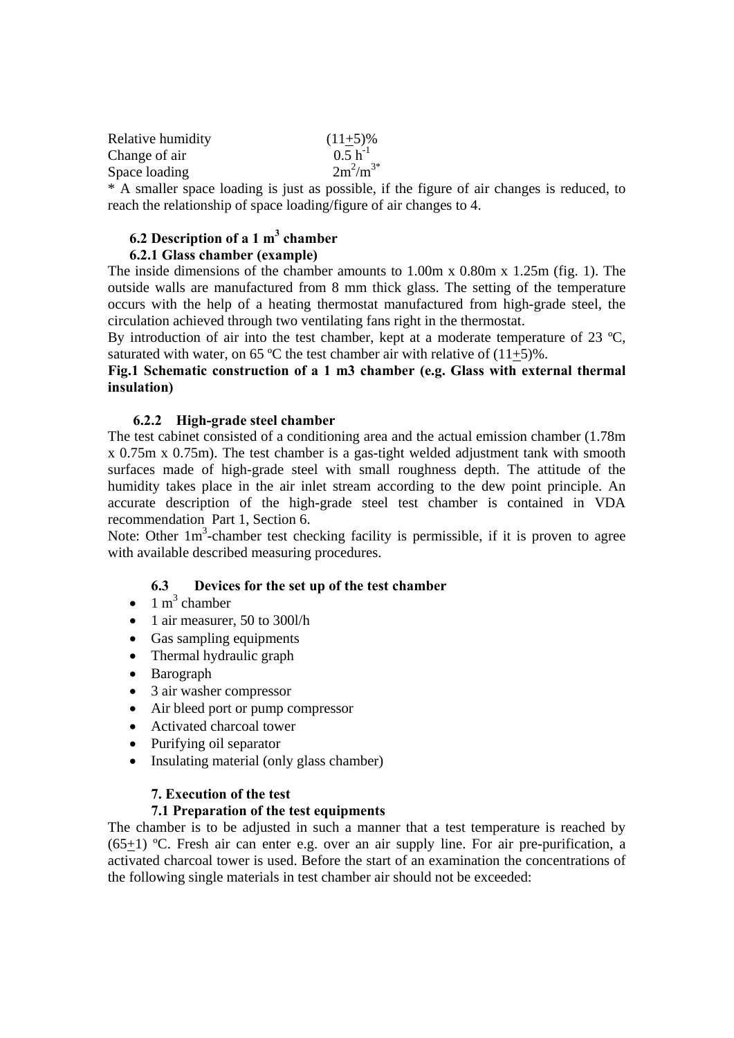| | |
|---|---|
| Relative humidity | $(11\underline{+}5)\%$ |
| Change of air | $0.5\ h^{-1}$ |
| Space loading | $2m^2/m^{3*}$ |

* A smaller space loading is just as possible, if the figure of air changes is reduced, to reach the relationship of space loading/figure of air changes to 4.

## 6.2 Description of a 1 m$^3$ chamber

### 6.2.1 Glass chamber (example)

The inside dimensions of the chamber amounts to 1.00m x 0.80m x 1.25m (fig. 1). The outside walls are manufactured from 8 mm thick glass. The setting of the temperature occurs with the help of a heating thermostat manufactured from high-grade steel, the circulation achieved through two ventilating fans right in the thermostat.

By introduction of air into the test chamber, kept at a moderate temperature of 23 ºC, saturated with water, on 65 ºC the test chamber air with relative of $(11\underline{+}5)\%$.

**Fig.1 Schematic construction of a 1 m3 chamber (e.g. Glass with external thermal insulation)**

### 6.2.2 High-grade steel chamber

The test cabinet consisted of a conditioning area and the actual emission chamber (1.78m x 0.75m x 0.75m). The test chamber is a gas-tight welded adjustment tank with smooth surfaces made of high-grade steel with small roughness depth. The attitude of the humidity takes place in the air inlet stream according to the dew point principle. An accurate description of the high-grade steel test chamber is contained in VDA recommendation Part 1, Section 6.

Note: Other 1m$^3$-chamber test checking facility is permissible, if it is proven to agree with available described measuring procedures.

## 6.3 Devices for the set up of the test chamber

- 1 m$^3$ chamber
- 1 air measurer, 50 to 300l/h
- Gas sampling equipments
- Thermal hydraulic graph
- Barograph
- 3 air washer compressor
- Air bleed port or pump compressor
- Activated charcoal tower
- Purifying oil separator
- Insulating material (only glass chamber)

## 7. Execution of the test

### 7.1 Preparation of the test equipments

The chamber is to be adjusted in such a manner that a test temperature is reached by $(65\underline{+}1)$ ºC. Fresh air can enter e.g. over an air supply line. For air pre-purification, a activated charcoal tower is used. Before the start of an examination the concentrations of the following single materials in test chamber air should not be exceeded: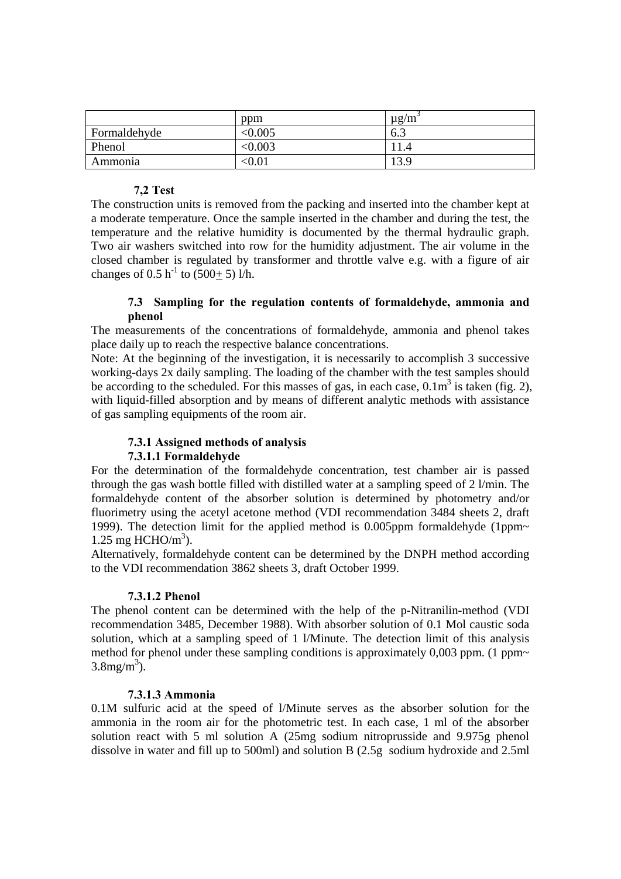| | ppm | µg/m$^3$ |
|---|---|---|
| Formaldehyde | <0.005 | 6.3 |
| Phenol | <0.003 | 11.4 |
| Ammonia | <0.01 | 13.9 |

### 7,2 Test

The construction units is removed from the packing and inserted into the chamber kept at a moderate temperature. Once the sample inserted in the chamber and during the test, the temperature and the relative humidity is documented by the thermal hydraulic graph. Two air washers switched into row for the humidity adjustment. The air volume in the closed chamber is regulated by transformer and throttle valve e.g. with a figure of air changes of 0.5 $h^{-1}$ to (500$\pm$ 5) l/h.

### 7.3 Sampling for the regulation contents of formaldehyde, ammonia and phenol

The measurements of the concentrations of formaldehyde, ammonia and phenol takes place daily up to reach the respective balance concentrations.

Note: At the beginning of the investigation, it is necessarily to accomplish 3 successive working-days 2x daily sampling. The loading of the chamber with the test samples should be according to the scheduled. For this masses of gas, in each case, 0.1m$^3$ is taken (fig. 2), with liquid-filled absorption and by means of different analytic methods with assistance of gas sampling equipments of the room air.

#### 7.3.1 Assigned methods of analysis

##### 7.3.1.1 Formaldehyde

For the determination of the formaldehyde concentration, test chamber air is passed through the gas wash bottle filled with distilled water at a sampling speed of 2 l/min. The formaldehyde content of the absorber solution is determined by photometry and/or fluorimetry using the acetyl acetone method (VDI recommendation 3484 sheets 2, draft 1999). The detection limit for the applied method is 0.005ppm formaldehyde (1ppm~ 1.25 mg HCHO/m$^3$).

Alternatively, formaldehyde content can be determined by the DNPH method according to the VDI recommendation 3862 sheets 3, draft October 1999.

##### 7.3.1.2 Phenol

The phenol content can be determined with the help of the p-Nitranilin-method (VDI recommendation 3485, December 1988). With absorber solution of 0.1 Mol caustic soda solution, which at a sampling speed of 1 l/Minute. The detection limit of this analysis method for phenol under these sampling conditions is approximately 0,003 ppm. (1 ppm~ 3.8mg/m$^3$).

##### 7.3.1.3 Ammonia

0.1M sulfuric acid at the speed of l/Minute serves as the absorber solution for the ammonia in the room air for the photometric test. In each case, 1 ml of the absorber solution react with 5 ml solution A (25mg sodium nitroprusside and 9.975g phenol dissolve in water and fill up to 500ml) and solution B (2.5g sodium hydroxide and 2.5ml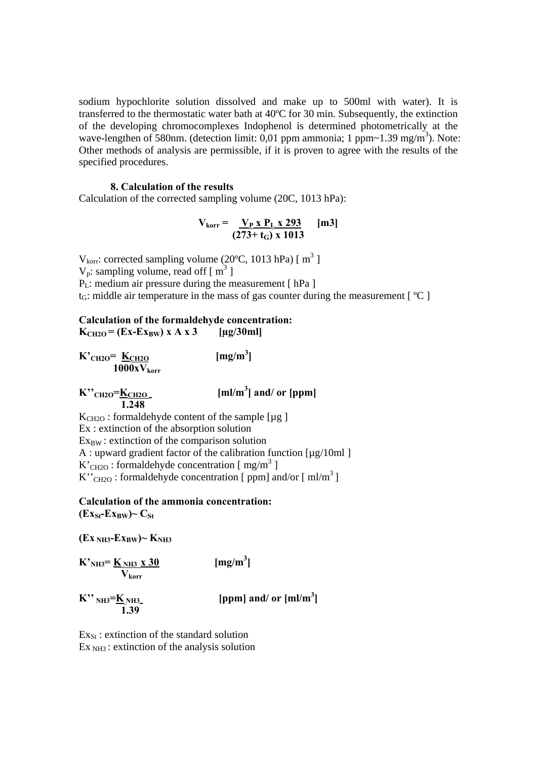sodium hypochlorite solution dissolved and make up to 500ml with water). It is transferred to the thermostatic water bath at 40ºC for 30 min. Subsequently, the extinction of the developing chromocomplexes Indophenol is determined photometrically at the wave-lengthen of 580nm. (detection limit: 0,01 ppm ammonia; 1 ppm~1.39 mg/m$^3$). Note: Other methods of analysis are permissible, if it is proven to agree with the results of the specified procedures.

### 8. Calculation of the results

Calculation of the corrected sampling volume (20C, 1013 hPa):

$$V_{korr} = \frac{V_P \times P_L \times 293}{(273 + t_G) \times 1013} \quad [m3]$$

$V_{korr}$: corrected sampling volume (20ºC, 1013 hPa) [ m$^3$ ]
$V_p$: sampling volume, read off [ m$^3$ ]
$P_L$: medium air pressure during the measurement [ hPa ]
$t_G$: middle air temperature in the mass of gas counter during the measurement [ ºC ]

**Calculation of the formaldehyde concentration:**

$$K_{CH2O} = (Ex - Ex_{BW}) \times A \times 3 \quad [\mu g/30ml]$$

$$K'_{CH2O} = \frac{K_{CH2O}}{1000 \times V_{korr}} \quad [mg/m^3]$$

$$K''_{CH2O} = \frac{K_{CH2O}}{1.248} \quad [ml/m^3] \text{ and/ or } [ppm]$$

$K_{CH2O}$ : formaldehyde content of the sample [µg ]
Ex : extinction of the absorption solution
$Ex_{BW}$ : extinction of the comparison solution
A : upward gradient factor of the calibration function [µg/10ml ]
$K'_{CH2O}$ : formaldehyde concentration [ mg/m$^3$ ]
$K''_{CH2O}$ : formaldehyde concentration [ ppm] and/or [ ml/m$^3$ ]

**Calculation of the ammonia concentration:**

$$(Ex_{St} - Ex_{BW}) \sim C_{St}$$

$$(Ex_{NH3} - Ex_{BW}) \sim K_{NH3}$$

$$K'_{NH3} = \frac{K_{NH3} \times 30}{V_{korr}} \quad [mg/m^3]$$

$$K''_{NH3} = \frac{K_{NH3}}{1.39} \quad [ppm] \text{ and/ or } [ml/m^3]$$

$Ex_{St}$ : extinction of the standard solution
$Ex_{NH3}$ : extinction of the analysis solution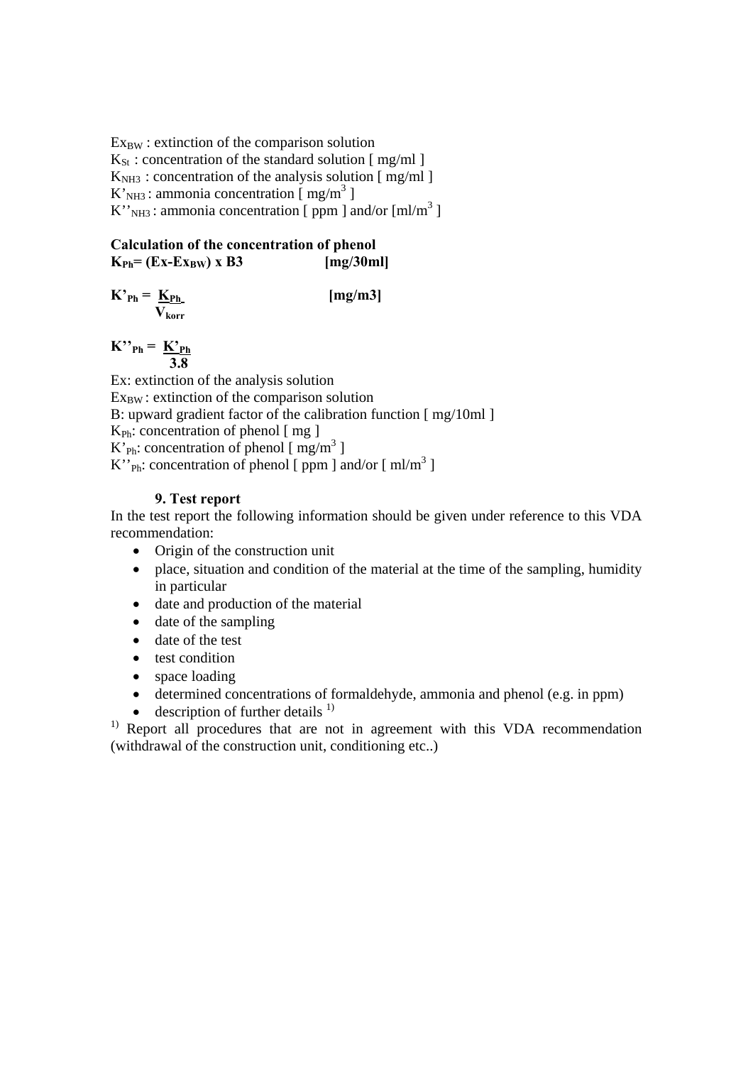$Ex_{BW}$ : extinction of the comparison solution
$K_{St}$ : concentration of the standard solution [ mg/ml ]
$K_{NH3}$ : concentration of the analysis solution [ mg/ml ]
$K'_{NH3}$ : ammonia concentration [ $mg/m^3$ ]
$K''_{NH3}$ : ammonia concentration [ ppm ] and/or [$ml/m^3$ ]

**Calculation of the concentration of phenol**

$$K_{Ph} = (Ex - Ex_{BW}) \times B3 \qquad [mg/30ml]$$

$$K'_{Ph} = \frac{K_{Ph}}{V_{korr}} \qquad [mg/m3]$$

$$K''_{Ph} = \frac{K'_{Ph}}{3.8}$$

Ex: extinction of the analysis solution
$Ex_{BW}$ : extinction of the comparison solution
B: upward gradient factor of the calibration function [ mg/10ml ]
$K_{Ph}$: concentration of phenol [ mg ]
$K'_{Ph}$: concentration of phenol [ $mg/m^3$ ]
$K''_{Ph}$: concentration of phenol [ ppm ] and/or [ $ml/m^3$ ]

### 9. Test report

In the test report the following information should be given under reference to this VDA recommendation:

- Origin of the construction unit
- place, situation and condition of the material at the time of the sampling, humidity in particular
- date and production of the material
- date of the sampling
- date of the test
- test condition
- space loading
- determined concentrations of formaldehyde, ammonia and phenol (e.g. in ppm)
- description of further details [1)]

[1)] Report all procedures that are not in agreement with this VDA recommendation (withdrawal of the construction unit, conditioning etc..)